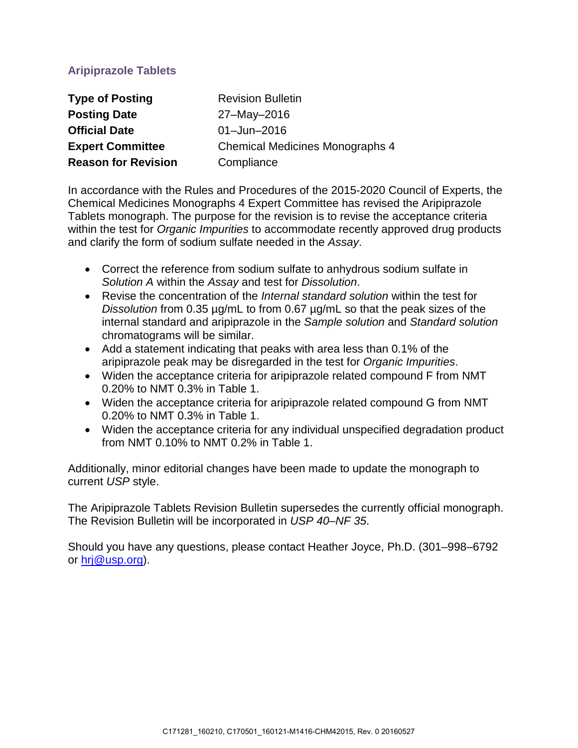## Aripiprazole Tablets

| | |
|---|---|
| **Type of Posting** | Revision Bulletin |
| **Posting Date** | 27–May–2016 |
| **Official Date** | 01–Jun–2016 |
| **Expert Committee** | Chemical Medicines Monographs 4 |
| **Reason for Revision** | Compliance |

In accordance with the Rules and Procedures of the 2015-2020 Council of Experts, the Chemical Medicines Monographs 4 Expert Committee has revised the Aripiprazole Tablets monograph. The purpose for the revision is to revise the acceptance criteria within the test for *Organic Impurities* to accommodate recently approved drug products and clarify the form of sodium sulfate needed in the *Assay*.

- Correct the reference from sodium sulfate to anhydrous sodium sulfate in *Solution A* within the *Assay* and test for *Dissolution*.
- Revise the concentration of the *Internal standard solution* within the test for *Dissolution* from 0.35 µg/mL to from 0.67 µg/mL so that the peak sizes of the internal standard and aripiprazole in the *Sample solution* and *Standard solution* chromatograms will be similar.
- Add a statement indicating that peaks with area less than 0.1% of the aripiprazole peak may be disregarded in the test for *Organic Impurities*.
- Widen the acceptance criteria for aripiprazole related compound F from NMT 0.20% to NMT 0.3% in Table 1.
- Widen the acceptance criteria for aripiprazole related compound G from NMT 0.20% to NMT 0.3% in Table 1.
- Widen the acceptance criteria for any individual unspecified degradation product from NMT 0.10% to NMT 0.2% in Table 1.

Additionally, minor editorial changes have been made to update the monograph to current *USP* style.

The Aripiprazole Tablets Revision Bulletin supersedes the currently official monograph. The Revision Bulletin will be incorporated in *USP 40–NF 35*.

Should you have any questions, please contact Heather Joyce, Ph.D. (301–998–6792 or hrj@usp.org).

C171281_160210, C170501_160121-M1416-CHM42015, Rev. 0 20160527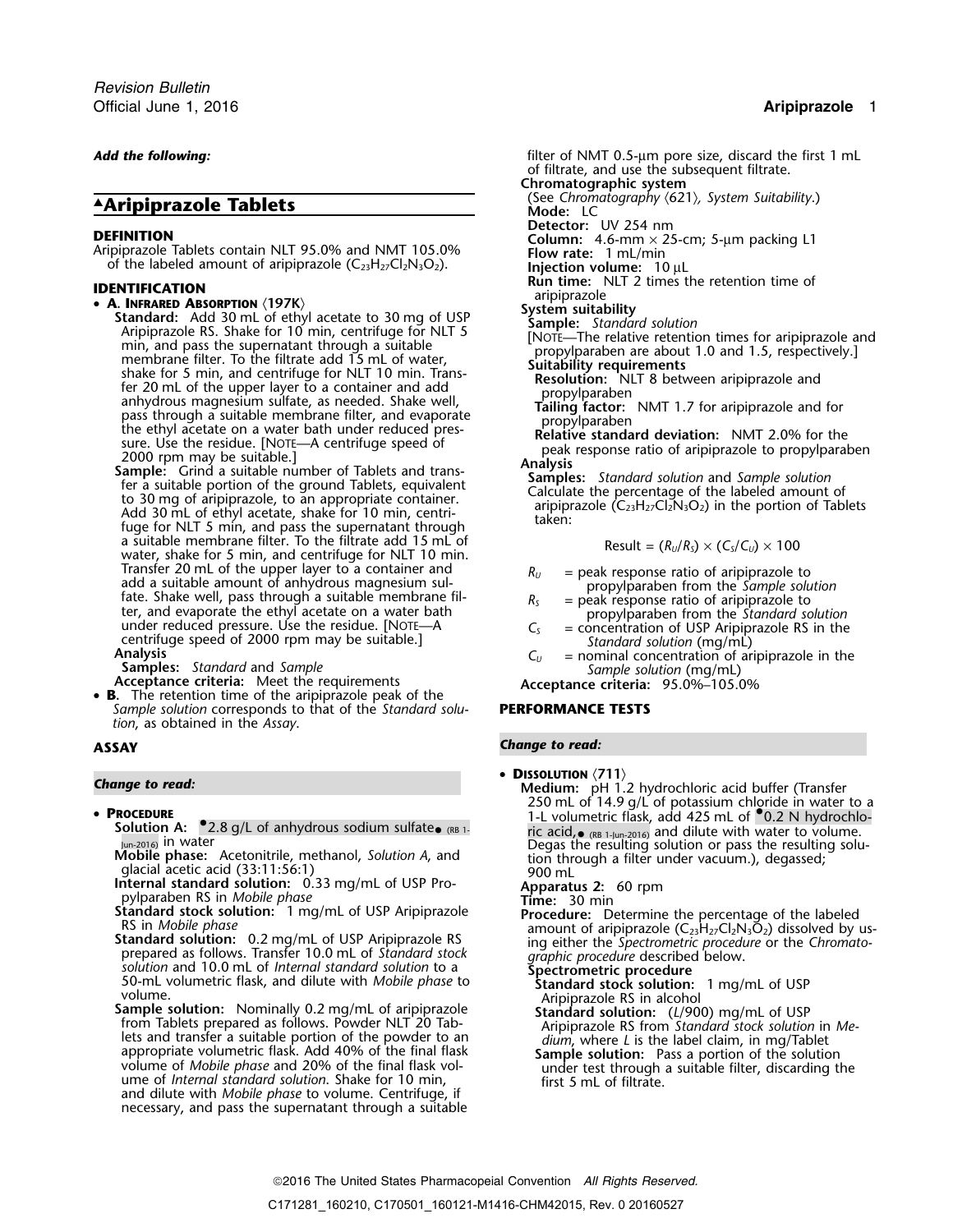*Add the following:*

# ▲Aripiprazole Tablets

**DEFINITION**

Aripiprazole Tablets contain NLT 95.0% and NMT 105.0% of the labeled amount of aripiprazole ($C_{23}H_{27}Cl_2N_3O_2$).

**IDENTIFICATION**

- **A. Infrared Absorption** ⟨197K⟩

  **Standard:** Add 30 mL of ethyl acetate to 30 mg of USP Aripiprazole RS. Shake for 10 min, centrifuge for NLT 5 min, and pass the supernatant through a suitable membrane filter. To the filtrate add 15 mL of water, shake for 5 min, and centrifuge for NLT 10 min. Transfer 20 mL of the upper layer to a container and add anhydrous magnesium sulfate, as needed. Shake well, pass through a suitable membrane filter, and evaporate the ethyl acetate on a water bath under reduced pressure. Use the residue. [Note—A centrifuge speed of 2000 rpm may be suitable.]

  **Sample:** Grind a suitable number of Tablets and transfer a suitable portion of the ground Tablets, equivalent to 30 mg of aripiprazole, to an appropriate container. Add 30 mL of ethyl acetate, shake for 10 min, centrifuge for NLT 5 min, and pass the supernatant through a suitable membrane filter. To the filtrate add 15 mL of water, shake for 5 min, and centrifuge for NLT 10 min. Transfer 20 mL of the upper layer to a container and add a suitable amount of anhydrous magnesium sulfate. Shake well, pass through a suitable membrane filter, and evaporate the ethyl acetate on a water bath under reduced pressure. Use the residue. [Note—A centrifuge speed of 2000 rpm may be suitable.]

  **Analysis**

  **Samples:** *Standard* and *Sample*

  **Acceptance criteria:** Meet the requirements

- **B.** The retention time of the aripiprazole peak of the *Sample solution* corresponds to that of the *Standard solution*, as obtained in the *Assay*.

**ASSAY**

*Change to read:*

- **Procedure**

  **Solution A:** •2.8 g/L of anhydrous sodium sulfate• (RB 1-Jun-2016) in water

  **Mobile phase:** Acetonitrile, methanol, *Solution A*, and glacial acetic acid (33:11:56:1)

  **Internal standard solution:** 0.33 mg/mL of USP Propylparaben RS in *Mobile phase*

  **Standard stock solution:** 1 mg/mL of USP Aripiprazole RS in *Mobile phase*

  **Standard solution:** 0.2 mg/mL of USP Aripiprazole RS prepared as follows. Transfer 10.0 mL of *Standard stock solution* and 10.0 mL of *Internal standard solution* to a 50-mL volumetric flask, and dilute with *Mobile phase* to volume.

  **Sample solution:** Nominally 0.2 mg/mL of aripiprazole from Tablets prepared as follows. Powder NLT 20 Tablets and transfer a suitable portion of the powder to an appropriate volumetric flask. Add 40% of the final flask volume of *Mobile phase* and 20% of the final flask volume of *Internal standard solution*. Shake for 10 min, and dilute with *Mobile phase* to volume. Centrifuge, if necessary, and pass the supernatant through a suitable filter of NMT 0.5-µm pore size, discard the first 1 mL of filtrate, and use the subsequent filtrate.

  **Chromatographic system**

  (See *Chromatography* ⟨621⟩, *System Suitability*.)

  **Mode:** LC

  **Detector:** UV 254 nm

  **Column:** 4.6-mm × 25-cm; 5-µm packing L1

  **Flow rate:** 1 mL/min

  **Injection volume:** 10 µL

  **Run time:** NLT 2 times the retention time of aripiprazole

  **System suitability**

  **Sample:** *Standard solution*

  [Note—The relative retention times for aripiprazole and propylparaben are about 1.0 and 1.5, respectively.]

  **Suitability requirements**

  **Resolution:** NLT 8 between aripiprazole and propylparaben

  **Tailing factor:** NMT 1.7 for aripiprazole and for propylparaben

  **Relative standard deviation:** NMT 2.0% for the peak response ratio of aripiprazole to propylparaben

  **Analysis**

  **Samples:** *Standard solution* and *Sample solution*

  Calculate the percentage of the labeled amount of aripiprazole ($C_{23}H_{27}Cl_2N_3O_2$) in the portion of Tablets taken:

  $$\text{Result} = (R_U/R_S) \times (C_S/C_U) \times 100$$

  $R_U$ = peak response ratio of aripiprazole to propylparaben from the *Sample solution*

  $R_S$ = peak response ratio of aripiprazole to propylparaben from the *Standard solution*

  $C_S$ = concentration of USP Aripiprazole RS in the *Standard solution* (mg/mL)

  $C_U$ = nominal concentration of aripiprazole in the *Sample solution* (mg/mL)

  **Acceptance criteria:** 95.0%–105.0%

**PERFORMANCE TESTS**

*Change to read:*

- **Dissolution** ⟨711⟩

  **Medium:** pH 1.2 hydrochloric acid buffer (Transfer 250 mL of 14.9 g/L of potassium chloride in water to a 1-L volumetric flask, add 425 mL of •0.2 N hydrochloric acid,• (RB 1-Jun-2016) and dilute with water to volume. Degas the resulting solution or pass the resulting solution through a filter under vacuum.), degassed; 900 mL

  **Apparatus 2:** 60 rpm

  **Time:** 30 min

  **Procedure:** Determine the percentage of the labeled amount of aripiprazole ($C_{23}H_{27}Cl_2N_3O_2$) dissolved by using either the *Spectrometric procedure* or the *Chromatographic procedure* described below.

  **Spectrometric procedure**

  **Standard stock solution:** 1 mg/mL of USP Aripiprazole RS in alcohol

  **Standard solution:** ($L$/900) mg/mL of USP Aripiprazole RS from *Standard stock solution* in *Medium*, where $L$ is the label claim, in mg/Tablet

  **Sample solution:** Pass a portion of the solution under test through a suitable filter, discarding the first 5 mL of filtrate.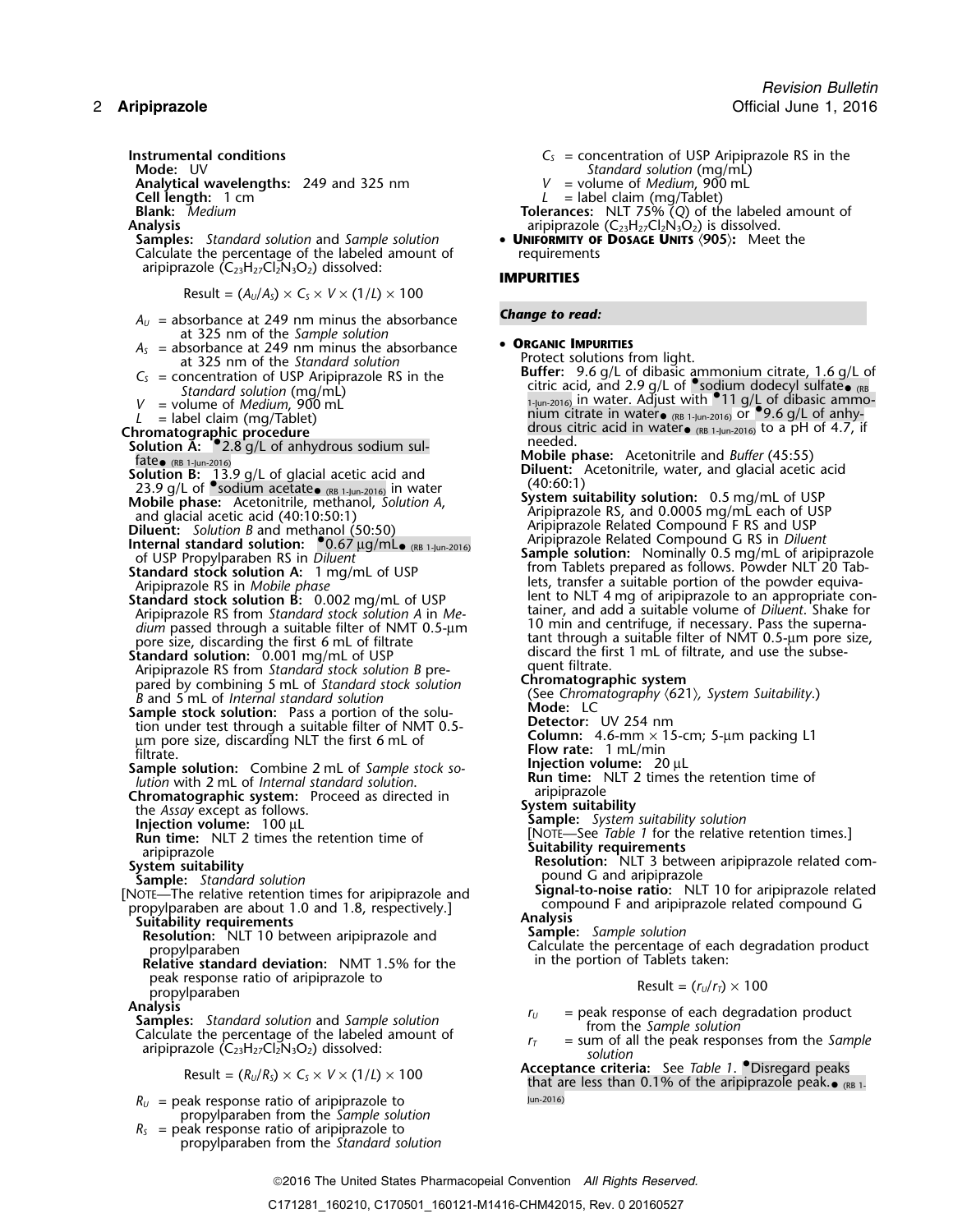**Instrumental conditions**

**Mode:** UV

**Analytical wavelengths:** 249 and 325 nm

**Cell length:** 1 cm

**Blank:** *Medium*

**Analysis**

**Samples:** *Standard solution* and *Sample solution*

Calculate the percentage of the labeled amount of aripiprazole ($C_{23}H_{27}Cl_2N_3O_2$) dissolved:

$$\text{Result} = (A_U/A_S) \times C_S \times V \times (1/L) \times 100$$

$A_U$ = absorbance at 249 nm minus the absorbance at 325 nm of the *Sample solution*

$A_S$ = absorbance at 249 nm minus the absorbance at 325 nm of the *Standard solution*

$C_S$ = concentration of USP Aripiprazole RS in the *Standard solution* (mg/mL)

$V$ = volume of *Medium*, 900 mL

$L$ = label claim (mg/Tablet)

**Chromatographic procedure**

**Solution A:** •2.8 g/L of anhydrous sodium sulfate• (RB 1-Jun-2016)

**Solution B:** 13.9 g/L of glacial acetic acid and 23.9 g/L of •sodium acetate• (RB 1-Jun-2016) in water

**Mobile phase:** Acetonitrile, methanol, *Solution A*, and glacial acetic acid (40:10:50:1)

**Diluent:** *Solution B* and methanol (50:50)

**Internal standard solution:** •0.67 µg/mL• (RB 1-Jun-2016) of USP Propylparaben RS in *Diluent*

**Standard stock solution A:** 1 mg/mL of USP Aripiprazole RS in *Mobile phase*

**Standard stock solution B:** 0.002 mg/mL of USP Aripiprazole RS from *Standard stock solution A* in *Medium* passed through a suitable filter of NMT 0.5-µm pore size, discarding the first 6 mL of filtrate

**Standard solution:** 0.001 mg/mL of USP Aripiprazole RS from *Standard stock solution B* prepared by combining 5 mL of *Standard stock solution B* and 5 mL of *Internal standard solution*

**Sample stock solution:** Pass a portion of the solution under test through a suitable filter of NMT 0.5-µm pore size, discarding NLT the first 6 mL of filtrate.

**Sample solution:** Combine 2 mL of *Sample stock solution* with 2 mL of *Internal standard solution.*

**Chromatographic system:** Proceed as directed in the *Assay* except as follows.

**Injection volume:** 100 µL

**Run time:** NLT 2 times the retention time of aripiprazole

**System suitability**

**Sample:** *Standard solution*

[NOTE—The relative retention times for aripiprazole and propylparaben are about 1.0 and 1.8, respectively.]

**Suitability requirements**

**Resolution:** NLT 10 between aripiprazole and propylparaben

**Relative standard deviation:** NMT 1.5% for the peak response ratio of aripiprazole to propylparaben

**Analysis**

**Samples:** *Standard solution* and *Sample solution*

Calculate the percentage of the labeled amount of aripiprazole ($C_{23}H_{27}Cl_2N_3O_2$) dissolved:

$$\text{Result} = (R_U/R_S) \times C_S \times V \times (1/L) \times 100$$

$R_U$ = peak response ratio of aripiprazole to propylparaben from the *Sample solution*

$R_S$ = peak response ratio of aripiprazole to propylparaben from the *Standard solution*

$C_S$ = concentration of USP Aripiprazole RS in the *Standard solution* (mg/mL)

$V$ = volume of *Medium*, 900 mL

$L$ = label claim (mg/Tablet)

**Tolerances:** NLT 75% (*Q*) of the labeled amount of aripiprazole ($C_{23}H_{27}Cl_2N_3O_2$) is dissolved.

- **UNIFORMITY OF DOSAGE UNITS** ⟨905⟩: Meet the requirements

## IMPURITIES

***Change to read:***

- **ORGANIC IMPURITIES**

Protect solutions from light.

**Buffer:** 9.6 g/L of dibasic ammonium citrate, 1.6 g/L of citric acid, and 2.9 g/L of •sodium dodecyl sulfate• (RB 1-Jun-2016) in water. Adjust with •11 g/L of dibasic ammonium citrate in water• (RB 1-Jun-2016) or •9.6 g/L of anhydrous citric acid in water• (RB 1-Jun-2016) to a pH of 4.7, if needed.

**Mobile phase:** Acetonitrile and *Buffer* (45:55)

**Diluent:** Acetonitrile, water, and glacial acetic acid (40:60:1)

**System suitability solution:** 0.5 mg/mL of USP Aripiprazole RS, and 0.0005 mg/mL each of USP Aripiprazole Related Compound F RS and USP Aripiprazole Related Compound G RS in *Diluent*

**Sample solution:** Nominally 0.5 mg/mL of aripiprazole from Tablets prepared as follows. Powder NLT 20 Tablets, transfer a suitable portion of the powder equivalent to NLT 4 mg of aripiprazole to an appropriate container, and add a suitable volume of *Diluent*. Shake for 10 min and centrifuge, if necessary. Pass the supernatant through a suitable filter of NMT 0.5-µm pore size, discard the first 1 mL of filtrate, and use the subsequent filtrate.

**Chromatographic system**

(See *Chromatography* ⟨621⟩, *System Suitability*.)

**Mode:** LC

**Detector:** UV 254 nm

**Column:** 4.6-mm × 15-cm; 5-µm packing L1

**Flow rate:** 1 mL/min

**Injection volume:** 20 µL

**Run time:** NLT 2 times the retention time of aripiprazole

**System suitability**

**Sample:** *System suitability solution*

[NOTE—See *Table 1* for the relative retention times.]

**Suitability requirements**

**Resolution:** NLT 3 between aripiprazole related compound G and aripiprazole

**Signal-to-noise ratio:** NLT 10 for aripiprazole related compound F and aripiprazole related compound G

**Analysis**

**Sample:** *Sample solution*

Calculate the percentage of each degradation product in the portion of Tablets taken:

$$\text{Result} = (r_U/r_T) \times 100$$

$r_U$ = peak response of each degradation product from the *Sample solution*

$r_T$ = sum of all the peak responses from the *Sample solution*

**Acceptance criteria:** See *Table 1*. •Disregard peaks that are less than 0.1% of the aripiprazole peak.• (RB 1-Jun-2016)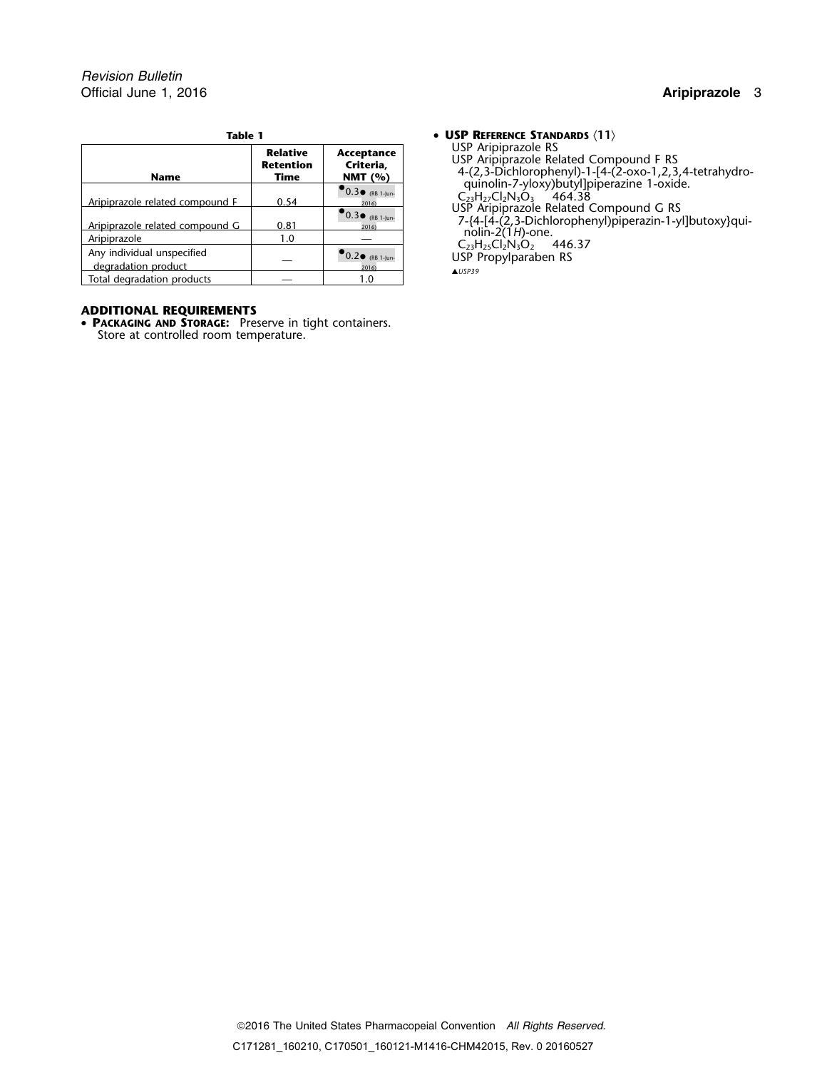**Table 1**

| Name | Relative Retention Time | Acceptance Criteria, NMT (%) |
|---|---|---|
| Aripiprazole related compound F | 0.54 | ●0.3● (RB 1-Jun-2016) |
| Aripiprazole related compound G | 0.81 | ●0.3● (RB 1-Jun-2016) |
| Aripiprazole | 1.0 | — |
| Any individual unspecified degradation product | — | ●0.2● (RB 1-Jun-2016) |
| Total degradation products | — | 1.0 |

## ADDITIONAL REQUIREMENTS

- **Packaging and Storage:** Preserve in tight containers. Store at controlled room temperature.
- **USP Reference Standards** ⟨11⟩
  USP Aripiprazole RS
  USP Aripiprazole Related Compound F RS
  4-(2,3-Dichlorophenyl)-1-[4-(2-oxo-1,2,3,4-tetrahydroquinolin-7-yloxy)butyl]piperazine 1-oxide.
  $C_{23}H_{27}Cl_2N_3O_3$ 464.38
  USP Aripiprazole Related Compound G RS
  7-{4-[4-(2,3-Dichlorophenyl)piperazin-1-yl]butoxy}quinolin-2(1*H*)-one.
  $C_{23}H_{25}Cl_2N_3O_2$ 446.37
  USP Propylparaben RS
  ▲*USP39*